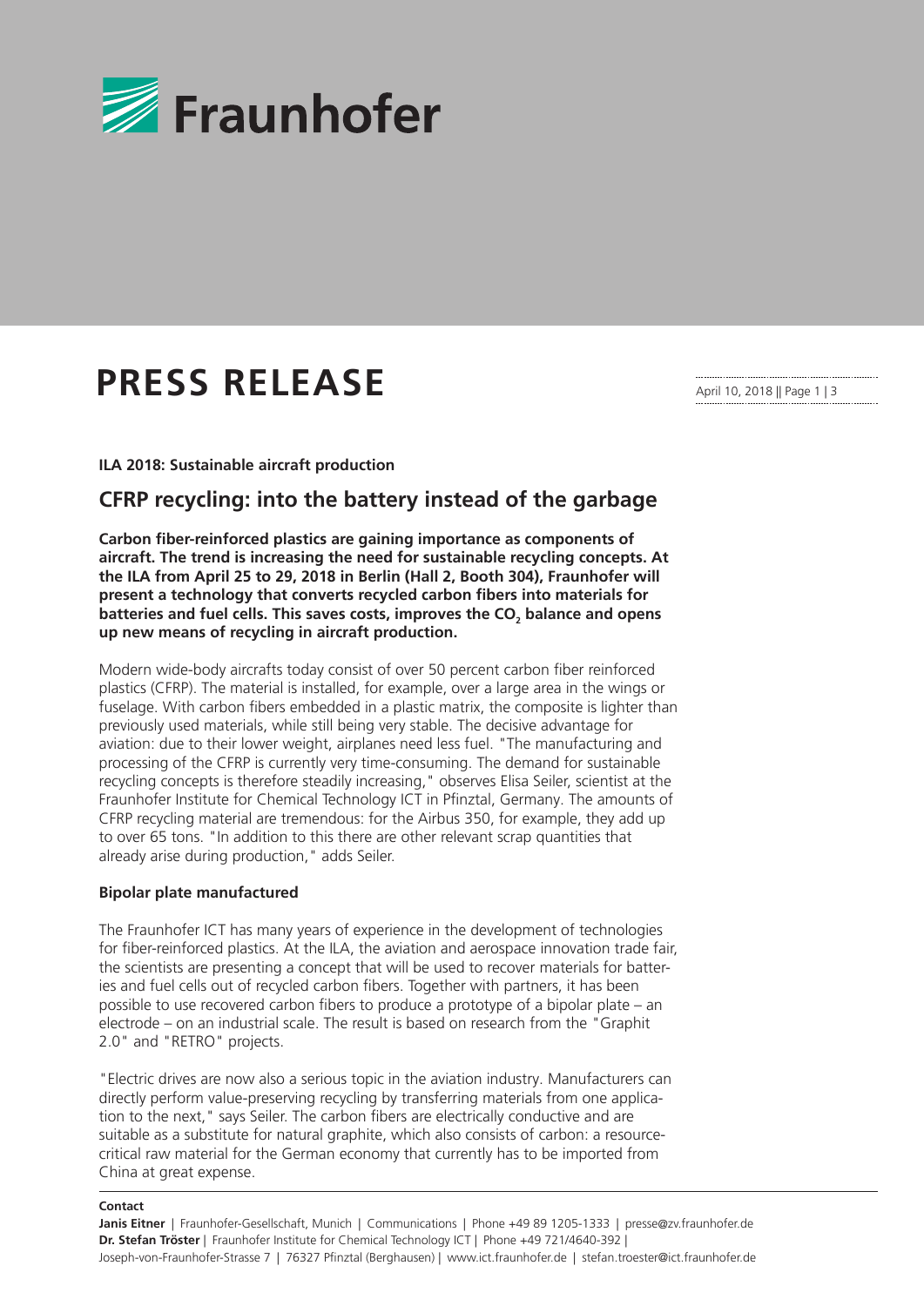# PRESS RESSE RELEASE

April 10, 2018 || Page 1 | 3

**ILA 2018: Sustainable aircraft production**

## CFRP recycling: into the battery instead of the garbage

**Carbon fiber-reinforced plastics are gaining importance as components of aircraft. The trend is increasing the need for sustainable recycling concepts. At the ILA from April 25 to 29, 2018 in Berlin (Hall 2, Booth 304), Fraunhofer will present a technology that converts recycled carbon fibers into materials for batteries and fuel cells. This saves costs, improves the $CO_2$ balance and opens up new means of recycling in aircraft production.**

Modern wide-body aircrafts today consist of over 50 percent carbon fiber reinforced plastics (CFRP). The material is installed, for example, over a large area in the wings or fuselage. With carbon fibers embedded in a plastic matrix, the composite is lighter than previously used materials, while still being very stable. The decisive advantage for aviation: due to their lower weight, airplanes need less fuel. "The manufacturing and processing of the CFRP is currently very time-consuming. The demand for sustainable recycling concepts is therefore steadily increasing," observes Elisa Seiler, scientist at the Fraunhofer Institute for Chemical Technology ICT in Pfinztal, Germany. The amounts of CFRP recycling material are tremendous: for the Airbus 350, for example, they add up to over 65 tons. "In addition to this there are other relevant scrap quantities that already arise during production," adds Seiler.

### Bipolar plate manufactured

The Fraunhofer ICT has many years of experience in the development of technologies for fiber-reinforced plastics. At the ILA, the aviation and aerospace innovation trade fair, the scientists are presenting a concept that will be used to recover materials for batteries and fuel cells out of recycled carbon fibers. Together with partners, it has been possible to use recovered carbon fibers to produce a prototype of a bipolar plate – an electrode – on an industrial scale. The result is based on research from the "Graphit 2.0" and "RETRO" projects.

"Electric drives are now also a serious topic in the aviation industry. Manufacturers can directly perform value-preserving recycling by transferring materials from one application to the next," says Seiler. The carbon fibers are electrically conductive and are suitable as a substitute for natural graphite, which also consists of carbon: a resource-critical raw material for the German economy that currently has to be imported from China at great expense.

**Contact**

**Janis Eitner** | Fraunhofer-Gesellschaft, Munich | Communications | Phone +49 89 1205-1333 | presse@zv.fraunhofer.de
**Dr. Stefan Tröster** | Fraunhofer Institute for Chemical Technology ICT | Phone +49 721/4640-392 |
Joseph-von-Fraunhofer-Strasse 7 | 76327 Pfinztal (Berghausen) | www.ict.fraunhofer.de | stefan.troester@ict.fraunhofer.de

# PRESS RELEASE

April 10, 2018 || Page 1 | 3

**ILA 2018: Sustainable aircraft production**

## CFRP recycling: into the battery instead of the garbage

**Carbon fiber-reinforced plastics are gaining importance as components of aircraft. The trend is increasing the need for sustainable recycling concepts. At the ILA from April 25 to 29, 2018 in Berlin (Hall 2, Booth 304), Fraunhofer will present a technology that converts recycled carbon fibers into materials for batteries and fuel cells. This saves costs, improves the $CO_2$ balance and opens up new means of recycling in aircraft production.**

Modern wide-body aircrafts today consist of over 50 percent carbon fiber reinforced plastics (CFRP). The material is installed, for example, over a large area in the wings or fuselage. With carbon fibers embedded in a plastic matrix, the composite is lighter than previously used materials, while still being very stable. The decisive advantage for aviation: due to their lower weight, airplanes need less fuel. "The manufacturing and processing of the CFRP is currently very time-consuming. The demand for sustainable recycling concepts is therefore steadily increasing," observes Elisa Seiler, scientist at the Fraunhofer Institute for Chemical Technology ICT in Pfinztal, Germany. The amounts of CFRP recycling material are tremendous: for the Airbus 350, for example, they add up to over 65 tons. "In addition to this there are other relevant scrap quantities that already arise during production," adds Seiler.

### Bipolar plate manufactured

The Fraunhofer ICT has many years of experience in the development of technologies for fiber-reinforced plastics. At the ILA, the aviation and aerospace innovation trade fair, the scientists are presenting a concept that will be used to recover materials for batteries and fuel cells out of recycled carbon fibers. Together with partners, it has been possible to use recovered carbon fibers to produce a prototype of a bipolar plate – an electrode – on an industrial scale. The result is based on research from the "Graphit 2.0" and "RETRO" projects.

"Electric drives are now also a serious topic in the aviation industry. Manufacturers can directly perform value-preserving recycling by transferring materials from one application to the next," says Seiler. The carbon fibers are electrically conductive and are suitable as a substitute for natural graphite, which also consists of carbon: a resource-critical raw material for the German economy that currently has to be imported from China at great expense.

**Contact**

**Janis Eitner** | Fraunhofer-Gesellschaft, Munich | Communications | Phone +49 89 1205-1333 | presse@zv.fraunhofer.de
**Dr. Stefan Tröster** | Fraunhofer Institute for Chemical Technology ICT | Phone +49 721/4640-392 |
Joseph-von-Fraunhofer-Strasse 7 | 76327 Pfinztal (Berghausen) | www.ict.fraunhofer.de | stefan.troester@ict.fraunhofer.de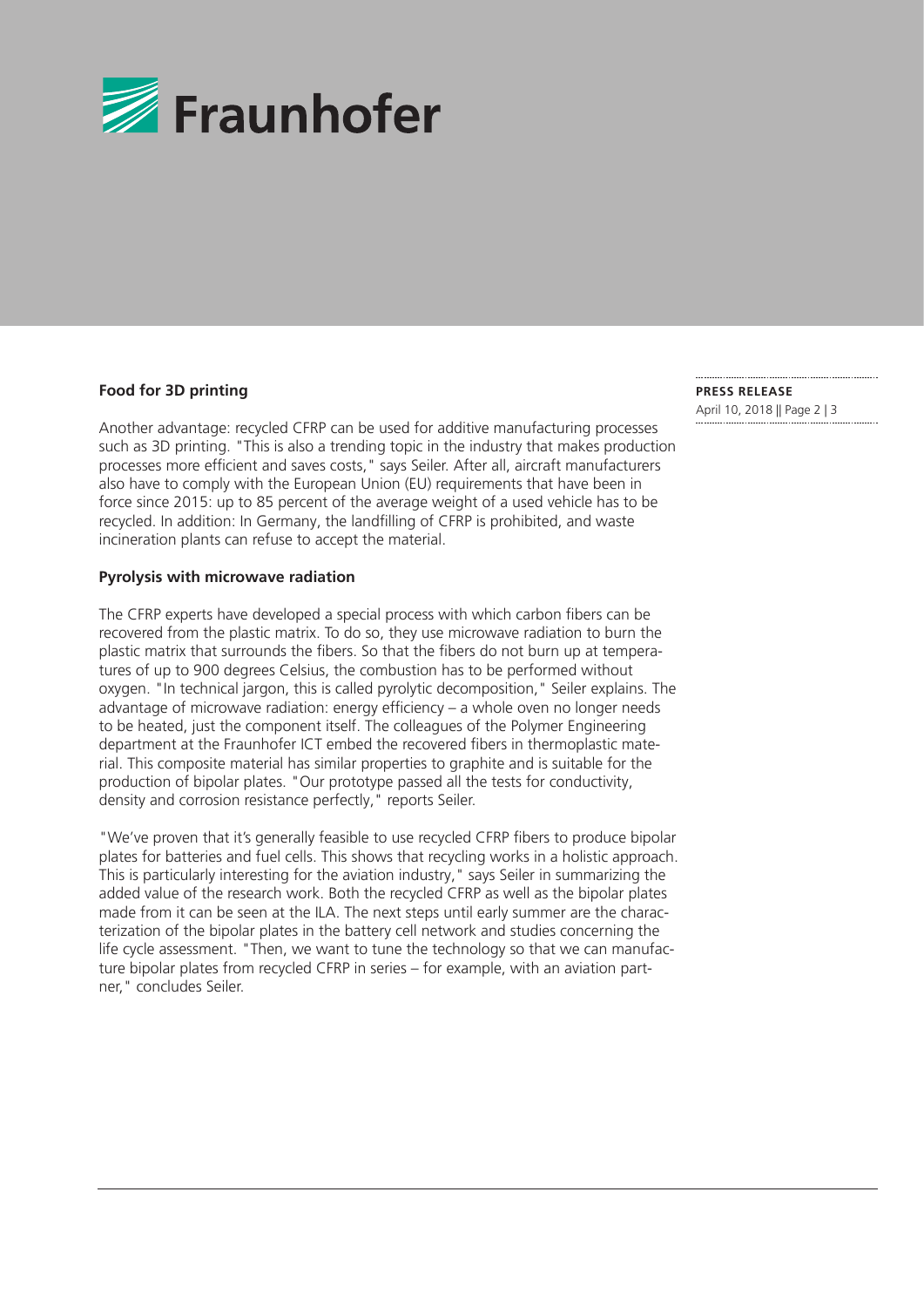### Food for 3D printing

Another advantage: recycled CFRP can be used for additive manufacturing processes such as 3D printing. "This is also a trending topic in the industry that makes production processes more efficient and saves costs," says Seiler. After all, aircraft manufacturers also have to comply with the European Union (EU) requirements that have been in force since 2015: up to 85 percent of the average weight of a used vehicle has to be recycled. In addition: In Germany, the landfilling of CFRP is prohibited, and waste incineration plants can refuse to accept the material.

### Pyrolysis with microwave radiation

The CFRP experts have developed a special process with which carbon fibers can be recovered from the plastic matrix. To do so, they use microwave radiation to burn the plastic matrix that surrounds the fibers. So that the fibers do not burn up at temperatures of up to 900 degrees Celsius, the combustion has to be performed without oxygen. "In technical jargon, this is called pyrolytic decomposition," Seiler explains. The advantage of microwave radiation: energy efficiency – a whole oven no longer needs to be heated, just the component itself. The colleagues of the Polymer Engineering department at the Fraunhofer ICT embed the recovered fibers in thermoplastic material. This composite material has similar properties to graphite and is suitable for the production of bipolar plates. "Our prototype passed all the tests for conductivity, density and corrosion resistance perfectly," reports Seiler.

"We've proven that it's generally feasible to use recycled CFRP fibers to produce bipolar plates for batteries and fuel cells. This shows that recycling works in a holistic approach. This is particularly interesting for the aviation industry," says Seiler in summarizing the added value of the research work. Both the recycled CFRP as well as the bipolar plates made from it can be seen at the ILA. The next steps until early summer are the characterization of the bipolar plates in the battery cell network and studies concerning the life cycle assessment. "Then, we want to tune the technology so that we can manufacture bipolar plates from recycled CFRP in series – for example, with an aviation partner," concludes Seiler.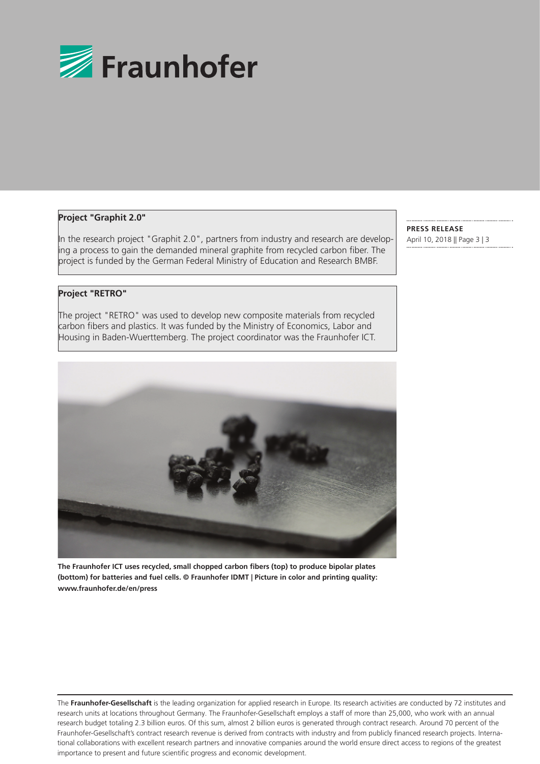**Project "Graphit 2.0"**

In the research project "Graphit 2.0", partners from industry and research are developing a process to gain the demanded mineral graphite from recycled carbon fiber. The project is funded by the German Federal Ministry of Education and Research BMBF.

**Project "RETRO"**

The project "RETRO" was used to develop new composite materials from recycled carbon fibers and plastics. It was funded by the Ministry of Economics, Labor and Housing in Baden-Wuerttemberg. The project coordinator was the Fraunhofer ICT.

**PRESS RELEASE**
April 10, 2018 || Page 3 | 3

**The Fraunhofer ICT uses recycled, small chopped carbon fibers (top) to produce bipolar plates (bottom) for batteries and fuel cells. © Fraunhofer IDMT | Picture in color and printing quality: www.fraunhofer.de/en/press**

The **Fraunhofer-Gesellschaft** is the leading organization for applied research in Europe. Its research activities are conducted by 72 institutes and research units at locations throughout Germany. The Fraunhofer-Gesellschaft employs a staff of more than 25,000, who work with an annual research budget totaling 2.3 billion euros. Of this sum, almost 2 billion euros is generated through contract research. Around 70 percent of the Fraunhofer-Gesellschaft's contract research revenue is derived from contracts with industry and from publicly financed research projects. International collaborations with excellent research partners and innovative companies around the world ensure direct access to regions of the greatest importance to present and future scientific progress and economic development.